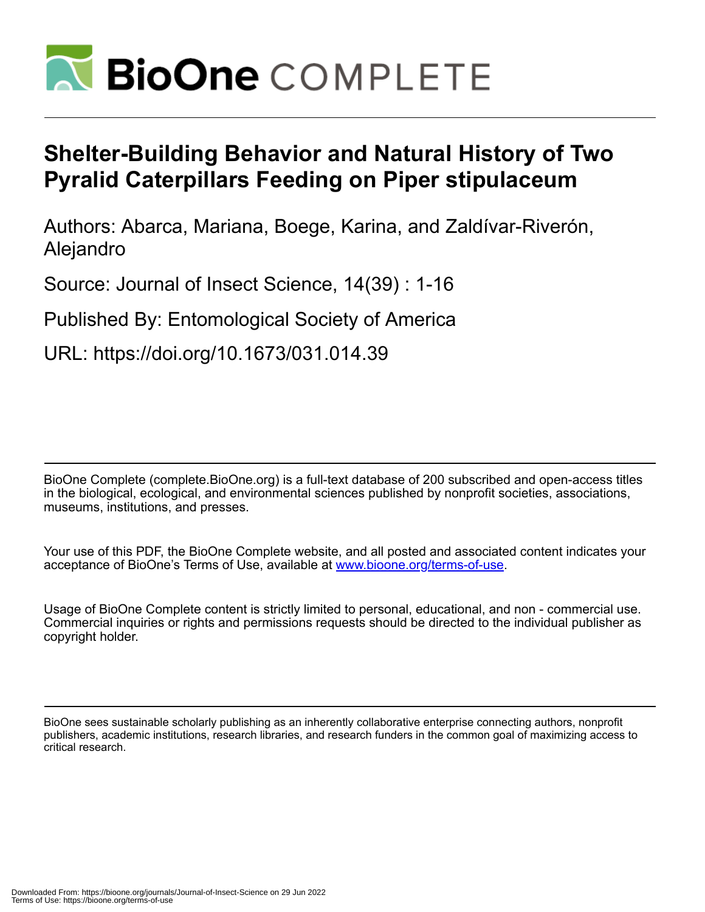# Shelter-Building Behavior and Natural History of Two Pyralid Caterpillars Feeding on Piper stipulaceum

Authors: Abarca, Mariana, Boege, Karina, and Zaldívar-Riverón, Alejandro

Source: Journal of Insect Science, 14(39) : 1-16

Published By: Entomological Society of America

URL: https://doi.org/10.1673/031.014.39

BioOne Complete (complete.BioOne.org) is a full-text database of 200 subscribed and open-access titles in the biological, ecological, and environmental sciences published by nonprofit societies, associations, museums, institutions, and presses.

Your use of this PDF, the BioOne Complete website, and all posted and associated content indicates your acceptance of BioOne's Terms of Use, available at www.bioone.org/terms-of-use.

Usage of BioOne Complete content is strictly limited to personal, educational, and non - commercial use. Commercial inquiries or rights and permissions requests should be directed to the individual publisher as copyright holder.

BioOne sees sustainable scholarly publishing as an inherently collaborative enterprise connecting authors, nonprofit publishers, academic institutions, research libraries, and research funders in the common goal of maximizing access to critical research.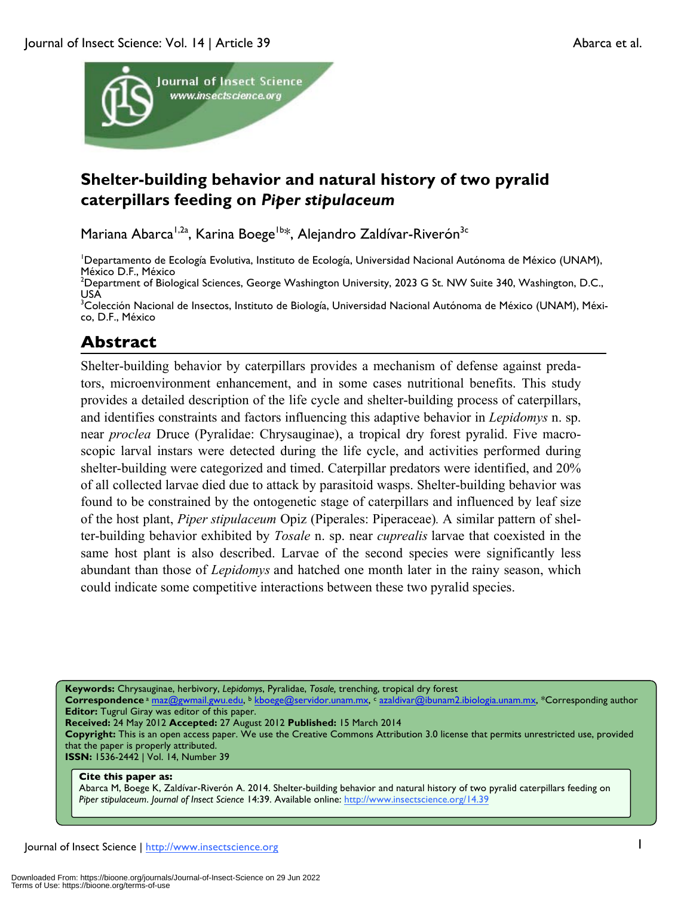# Shelter-building behavior and natural history of two pyralid caterpillars feeding on *Piper stipulaceum*

Mariana Abarca[1,2a], Karina Boege[1b*], Alejandro Zaldívar-Riverón[3c]

[1]Departamento de Ecología Evolutiva, Instituto de Ecología, Universidad Nacional Autónoma de México (UNAM), México D.F., México
[2]Department of Biological Sciences, George Washington University, 2023 G St. NW Suite 340, Washington, D.C., USA
[3]Colección Nacional de Insectos, Instituto de Biología, Universidad Nacional Autónoma de México (UNAM), México, D.F., México

## Abstract

Shelter-building behavior by caterpillars provides a mechanism of defense against predators, microenvironment enhancement, and in some cases nutritional benefits. This study provides a detailed description of the life cycle and shelter-building process of caterpillars, and identifies constraints and factors influencing this adaptive behavior in *Lepidomys* n. sp. near *proclea* Druce (Pyralidae: Chrysauginae), a tropical dry forest pyralid. Five macroscopic larval instars were detected during the life cycle, and activities performed during shelter-building were categorized and timed. Caterpillar predators were identified, and 20% of all collected larvae died due to attack by parasitoid wasps. Shelter-building behavior was found to be constrained by the ontogenetic stage of caterpillars and influenced by leaf size of the host plant, *Piper stipulaceum* Opiz (Piperales: Piperaceae). A similar pattern of shelter-building behavior exhibited by *Tosale* n. sp. near *cuprealis* larvae that coexisted in the same host plant is also described. Larvae of the second species were significantly less abundant than those of *Lepidomys* and hatched one month later in the rainy season, which could indicate some competitive interactions between these two pyralid species.

**Keywords:** Chrysauginae, herbivory, *Lepidomys*, Pyralidae, *Tosale*, trenching, tropical dry forest
**Correspondence** [a] maz@gwmail.gwu.edu, [b] kboege@servidor.unam.mx, [c] azaldivar@ibunam2.ibiologia.unam.mx, *Corresponding author
**Editor:** Tugrul Giray was editor of this paper.
**Received:** 24 May 2012 **Accepted:** 27 August 2012 **Published:** 15 March 2014
**Copyright:** This is an open access paper. We use the Creative Commons Attribution 3.0 license that permits unrestricted use, provided that the paper is properly attributed.
**ISSN:** 1536-2442 | Vol. 14, Number 39

**Cite this paper as:**
Abarca M, Boege K, Zaldívar-Riverón A. 2014. Shelter-building behavior and natural history of two pyralid caterpillars feeding on *Piper stipulaceum*. *Journal of Insect Science* 14:39. Available online: http://www.insectscience.org/14.39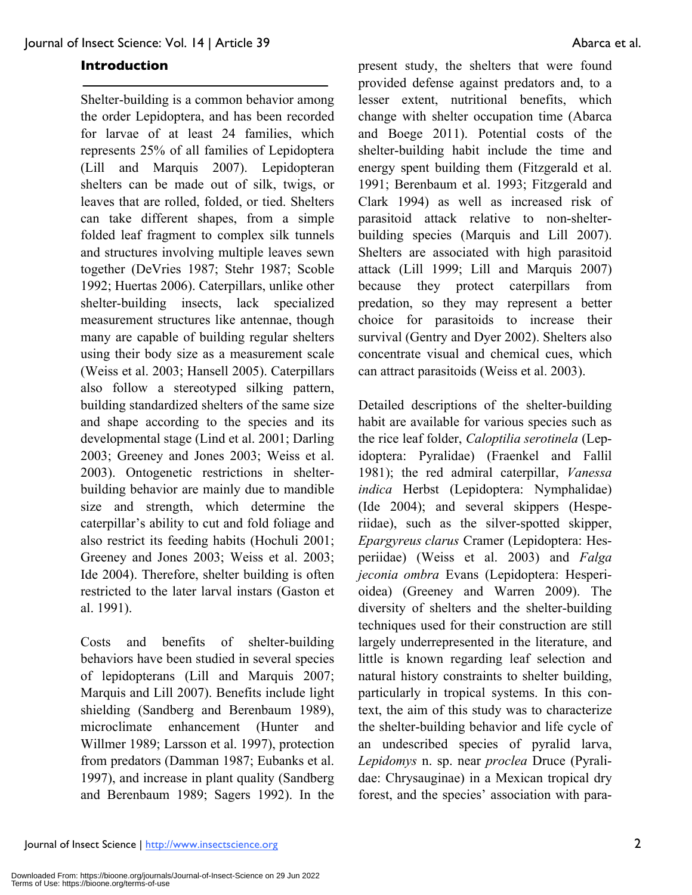## Introduction

Shelter-building is a common behavior among the order Lepidoptera, and has been recorded for larvae of at least 24 families, which represents 25% of all families of Lepidoptera (Lill and Marquis 2007). Lepidopteran shelters can be made out of silk, twigs, or leaves that are rolled, folded, or tied. Shelters can take different shapes, from a simple folded leaf fragment to complex silk tunnels and structures involving multiple leaves sewn together (DeVries 1987; Stehr 1987; Scoble 1992; Huertas 2006). Caterpillars, unlike other shelter-building insects, lack specialized measurement structures like antennae, though many are capable of building regular shelters using their body size as a measurement scale (Weiss et al. 2003; Hansell 2005). Caterpillars also follow a stereotyped silking pattern, building standardized shelters of the same size and shape according to the species and its developmental stage (Lind et al. 2001; Darling 2003; Greeney and Jones 2003; Weiss et al. 2003). Ontogenetic restrictions in shelter-building behavior are mainly due to mandible size and strength, which determine the caterpillar's ability to cut and fold foliage and also restrict its feeding habits (Hochuli 2001; Greeney and Jones 2003; Weiss et al. 2003; Ide 2004). Therefore, shelter building is often restricted to the later larval instars (Gaston et al. 1991).

Costs and benefits of shelter-building behaviors have been studied in several species of lepidopterans (Lill and Marquis 2007; Marquis and Lill 2007). Benefits include light shielding (Sandberg and Berenbaum 1989), microclimate enhancement (Hunter and Willmer 1989; Larsson et al. 1997), protection from predators (Damman 1987; Eubanks et al. 1997), and increase in plant quality (Sandberg and Berenbaum 1989; Sagers 1992). In the present study, the shelters that were found provided defense against predators and, to a lesser extent, nutritional benefits, which change with shelter occupation time (Abarca and Boege 2011). Potential costs of the shelter-building habit include the time and energy spent building them (Fitzgerald et al. 1991; Berenbaum et al. 1993; Fitzgerald and Clark 1994) as well as increased risk of parasitoid attack relative to non-shelter-building species (Marquis and Lill 2007). Shelters are associated with high parasitoid attack (Lill 1999; Lill and Marquis 2007) because they protect caterpillars from predation, so they may represent a better choice for parasitoids to increase their survival (Gentry and Dyer 2002). Shelters also concentrate visual and chemical cues, which can attract parasitoids (Weiss et al. 2003).

Detailed descriptions of the shelter-building habit are available for various species such as the rice leaf folder, *Caloptilia serotinela* (Lepidoptera: Pyralidae) (Fraenkel and Fallil 1981); the red admiral caterpillar, *Vanessa indica* Herbst (Lepidoptera: Nymphalidae) (Ide 2004); and several skippers (Hesperiidae), such as the silver-spotted skipper, *Epargyreus clarus* Cramer (Lepidoptera: Hesperiidae) (Weiss et al. 2003) and *Falga jeconia ombra* Evans (Lepidoptera: Hesperioidea) (Greeney and Warren 2009). The diversity of shelters and the shelter-building techniques used for their construction are still largely underrepresented in the literature, and little is known regarding leaf selection and natural history constraints to shelter building, particularly in tropical systems. In this context, the aim of this study was to characterize the shelter-building behavior and life cycle of an undescribed species of pyralid larva, *Lepidomys* n. sp. near *proclea* Druce (Pyralidae: Chrysauginae) in a Mexican tropical dry forest, and the species' association with para-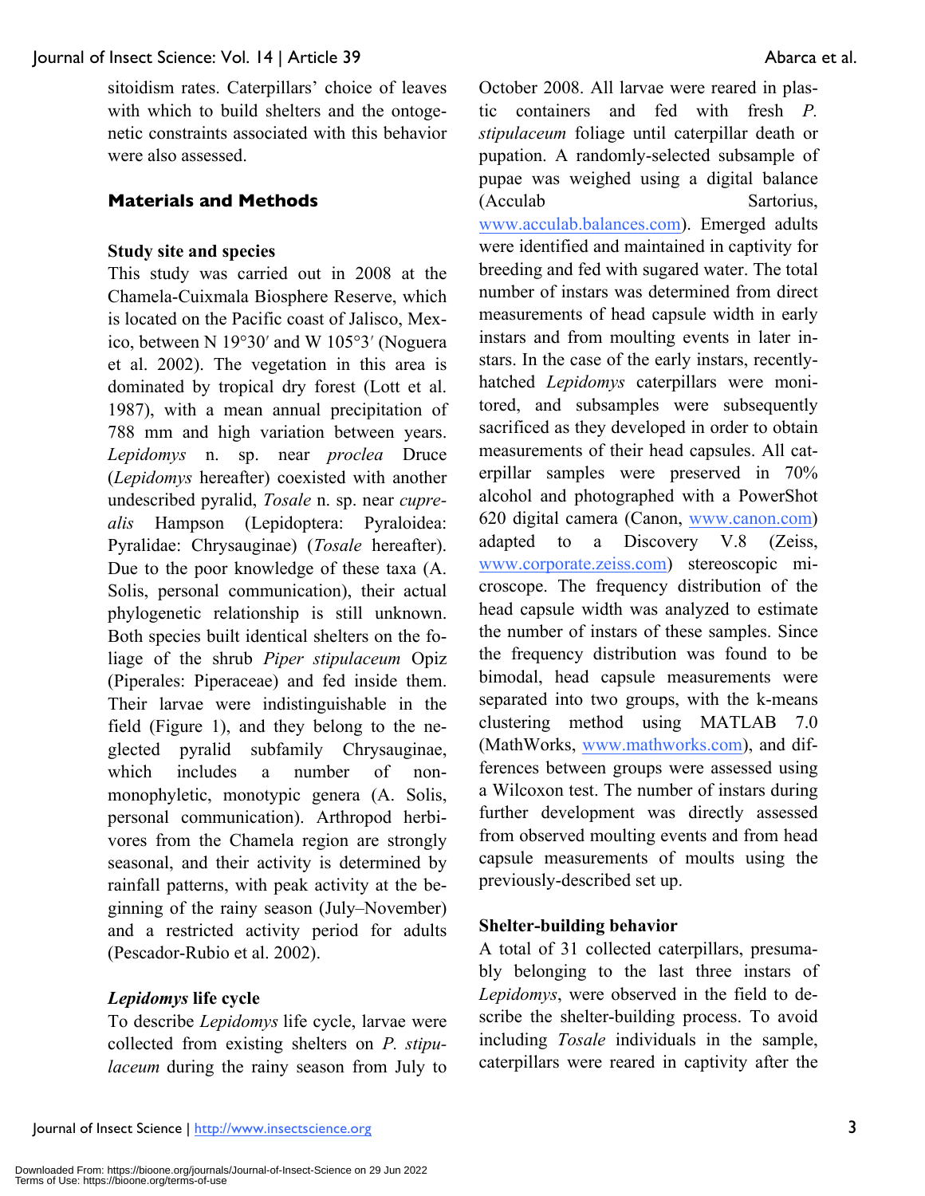sitoidism rates. Caterpillars' choice of leaves with which to build shelters and the ontogenetic constraints associated with this behavior were also assessed.

## Materials and Methods

### Study site and species

This study was carried out in 2008 at the Chamela-Cuixmala Biosphere Reserve, which is located on the Pacific coast of Jalisco, Mexico, between N 19°30′ and W 105°3′ (Noguera et al. 2002). The vegetation in this area is dominated by tropical dry forest (Lott et al. 1987), with a mean annual precipitation of 788 mm and high variation between years. *Lepidomys* n. sp. near *proclea* Druce (*Lepidomys* hereafter) coexisted with another undescribed pyralid, *Tosale* n. sp. near *cuprealis* Hampson (Lepidoptera: Pyraloidea: Pyralidae: Chrysauginae) (*Tosale* hereafter). Due to the poor knowledge of these taxa (A. Solis, personal communication), their actual phylogenetic relationship is still unknown. Both species built identical shelters on the foliage of the shrub *Piper stipulaceum* Opiz (Piperales: Piperaceae) and fed inside them. Their larvae were indistinguishable in the field (Figure 1), and they belong to the neglected pyralid subfamily Chrysauginae, which includes a number of non-monophyletic, monotypic genera (A. Solis, personal communication). Arthropod herbivores from the Chamela region are strongly seasonal, and their activity is determined by rainfall patterns, with peak activity at the beginning of the rainy season (July–November) and a restricted activity period for adults (Pescador-Rubio et al. 2002).

### *Lepidomys* life cycle

To describe *Lepidomys* life cycle, larvae were collected from existing shelters on *P. stipulaceum* during the rainy season from July to October 2008. All larvae were reared in plastic containers and fed with fresh *P. stipulaceum* foliage until caterpillar death or pupation. A randomly-selected subsample of pupae was weighed using a digital balance (Acculab Sartorius, www.acculab.balances.com). Emerged adults were identified and maintained in captivity for breeding and fed with sugared water. The total number of instars was determined from direct measurements of head capsule width in early instars and from moulting events in later instars. In the case of the early instars, recently-hatched *Lepidomys* caterpillars were monitored, and subsamples were subsequently sacrificed as they developed in order to obtain measurements of their head capsules. All caterpillar samples were preserved in 70% alcohol and photographed with a PowerShot 620 digital camera (Canon, www.canon.com) adapted to a Discovery V.8 (Zeiss, www.corporate.zeiss.com) stereoscopic microscope. The frequency distribution of the head capsule width was analyzed to estimate the number of instars of these samples. Since the frequency distribution was found to be bimodal, head capsule measurements were separated into two groups, with the k-means clustering method using MATLAB 7.0 (MathWorks, www.mathworks.com), and differences between groups were assessed using a Wilcoxon test. The number of instars during further development was directly assessed from observed moulting events and from head capsule measurements of moults using the previously-described set up.

### Shelter-building behavior

A total of 31 collected caterpillars, presumably belonging to the last three instars of *Lepidomys*, were observed in the field to describe the shelter-building process. To avoid including *Tosale* individuals in the sample, caterpillars were reared in captivity after the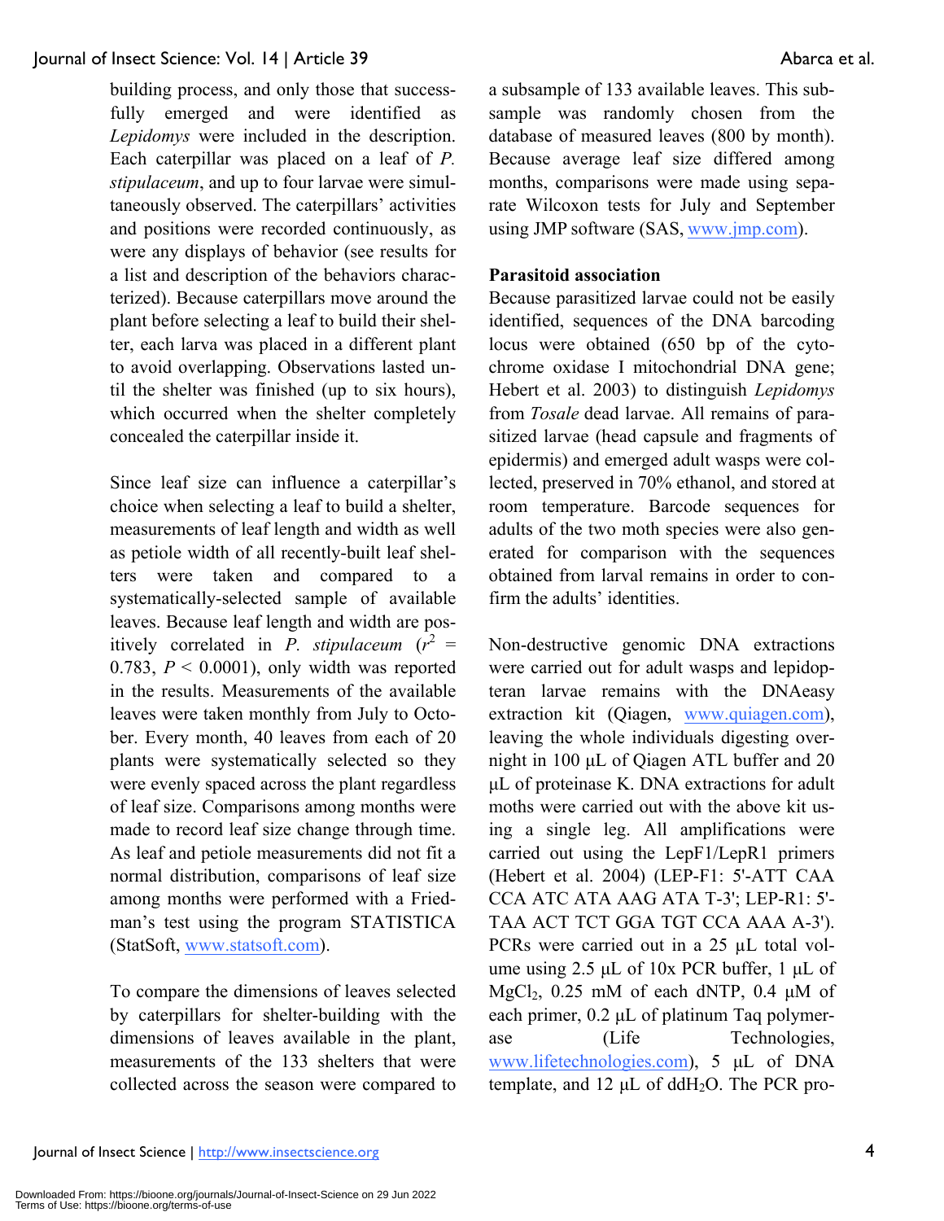building process, and only those that successfully emerged and were identified as *Lepidomys* were included in the description. Each caterpillar was placed on a leaf of *P. stipulaceum*, and up to four larvae were simultaneously observed. The caterpillars' activities and positions were recorded continuously, as were any displays of behavior (see results for a list and description of the behaviors characterized). Because caterpillars move around the plant before selecting a leaf to build their shelter, each larva was placed in a different plant to avoid overlapping. Observations lasted until the shelter was finished (up to six hours), which occurred when the shelter completely concealed the caterpillar inside it.

Since leaf size can influence a caterpillar's choice when selecting a leaf to build a shelter, measurements of leaf length and width as well as petiole width of all recently-built leaf shelters were taken and compared to a systematically-selected sample of available leaves. Because leaf length and width are positively correlated in *P. stipulaceum* ($r^2$ = 0.783, $P < 0.0001$), only width was reported in the results. Measurements of the available leaves were taken monthly from July to October. Every month, 40 leaves from each of 20 plants were systematically selected so they were evenly spaced across the plant regardless of leaf size. Comparisons among months were made to record leaf size change through time. As leaf and petiole measurements did not fit a normal distribution, comparisons of leaf size among months were performed with a Friedman's test using the program STATISTICA (StatSoft, www.statsoft.com).

To compare the dimensions of leaves selected by caterpillars for shelter-building with the dimensions of leaves available in the plant, measurements of the 133 shelters that were collected across the season were compared to a subsample of 133 available leaves. This subsample was randomly chosen from the database of measured leaves (800 by month). Because average leaf size differed among months, comparisons were made using separate Wilcoxon tests for July and September using JMP software (SAS, www.jmp.com).

**Parasitoid association**

Because parasitized larvae could not be easily identified, sequences of the DNA barcoding locus were obtained (650 bp of the cytochrome oxidase I mitochondrial DNA gene; Hebert et al. 2003) to distinguish *Lepidomys* from *Tosale* dead larvae. All remains of parasitized larvae (head capsule and fragments of epidermis) and emerged adult wasps were collected, preserved in 70% ethanol, and stored at room temperature. Barcode sequences for adults of the two moth species were also generated for comparison with the sequences obtained from larval remains in order to confirm the adults' identities.

Non-destructive genomic DNA extractions were carried out for adult wasps and lepidopteran larvae remains with the DNAeasy extraction kit (Qiagen, www.quiagen.com), leaving the whole individuals digesting overnight in 100 µL of Qiagen ATL buffer and 20 µL of proteinase K. DNA extractions for adult moths were carried out with the above kit using a single leg. All amplifications were carried out using the LepF1/LepR1 primers (Hebert et al. 2004) (LEP-F1: 5'-ATT CAA CCA ATC ATA AAG ATA T-3'; LEP-R1: 5'-TAA ACT TCT GGA TGT CCA AAA A-3'). PCRs were carried out in a 25 µL total volume using 2.5 µL of 10x PCR buffer, 1 µL of $MgCl_2$, 0.25 mM of each dNTP, 0.4 µM of each primer, 0.2 µL of platinum Taq polymerase (Life Technologies, www.lifetechnologies.com), 5 µL of DNA template, and 12 µL of $ddH_2O$. The PCR pro-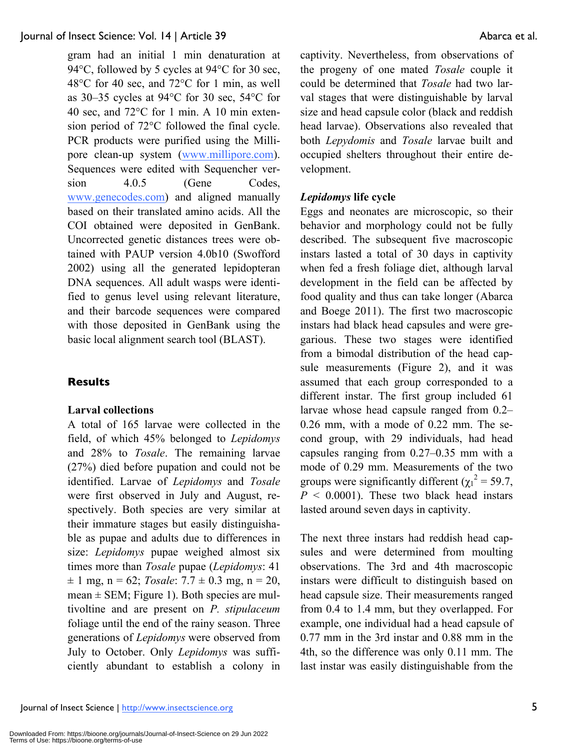gram had an initial 1 min denaturation at 94°C, followed by 5 cycles at 94°C for 30 sec, 48°C for 40 sec, and 72°C for 1 min, as well as 30–35 cycles at 94°C for 30 sec, 54°C for 40 sec, and 72°C for 1 min. A 10 min extension period of 72°C followed the final cycle. PCR products were purified using the Millipore clean-up system (www.millipore.com). Sequences were edited with Sequencher version 4.0.5 (Gene Codes, www.genecodes.com) and aligned manually based on their translated amino acids. All the COI obtained were deposited in GenBank. Uncorrected genetic distances trees were obtained with PAUP version 4.0b10 (Swofford 2002) using all the generated lepidopteran DNA sequences. All adult wasps were identified to genus level using relevant literature, and their barcode sequences were compared with those deposited in GenBank using the basic local alignment search tool (BLAST).

## Results

### Larval collections

A total of 165 larvae were collected in the field, of which 45% belonged to *Lepidomys* and 28% to *Tosale*. The remaining larvae (27%) died before pupation and could not be identified. Larvae of *Lepidomys* and *Tosale* were first observed in July and August, respectively. Both species are very similar at their immature stages but easily distinguishable as pupae and adults due to differences in size: *Lepidomys* pupae weighed almost six times more than *Tosale* pupae (*Lepidomys*: 41 ± 1 mg, n = 62; *Tosale*: 7.7 ± 0.3 mg, n = 20, mean ± SEM; Figure 1). Both species are multivoltine and are present on *P. stipulaceum* foliage until the end of the rainy season. Three generations of *Lepidomys* were observed from July to October. Only *Lepidomys* was sufficiently abundant to establish a colony in captivity. Nevertheless, from observations of the progeny of one mated *Tosale* couple it could be determined that *Tosale* had two larval stages that were distinguishable by larval size and head capsule color (black and reddish head larvae). Observations also revealed that both *Lepydomis* and *Tosale* larvae built and occupied shelters throughout their entire development.

### *Lepidomys* life cycle

Eggs and neonates are microscopic, so their behavior and morphology could not be fully described. The subsequent five macroscopic instars lasted a total of 30 days in captivity when fed a fresh foliage diet, although larval development in the field can be affected by food quality and thus can take longer (Abarca and Boege 2011). The first two macroscopic instars had black head capsules and were gregarious. These two stages were identified from a bimodal distribution of the head capsule measurements (Figure 2), and it was assumed that each group corresponded to a different instar. The first group included 61 larvae whose head capsule ranged from 0.2–0.26 mm, with a mode of 0.22 mm. The second group, with 29 individuals, had head capsules ranging from 0.27–0.35 mm with a mode of 0.29 mm. Measurements of the two groups were significantly different ($\chi_1^2 = 59.7$, $P < 0.0001$). These two black head instars lasted around seven days in captivity.

The next three instars had reddish head capsules and were determined from moulting observations. The 3rd and 4th macroscopic instars were difficult to distinguish based on head capsule size. Their measurements ranged from 0.4 to 1.4 mm, but they overlapped. For example, one individual had a head capsule of 0.77 mm in the 3rd instar and 0.88 mm in the 4th, so the difference was only 0.11 mm. The last instar was easily distinguishable from the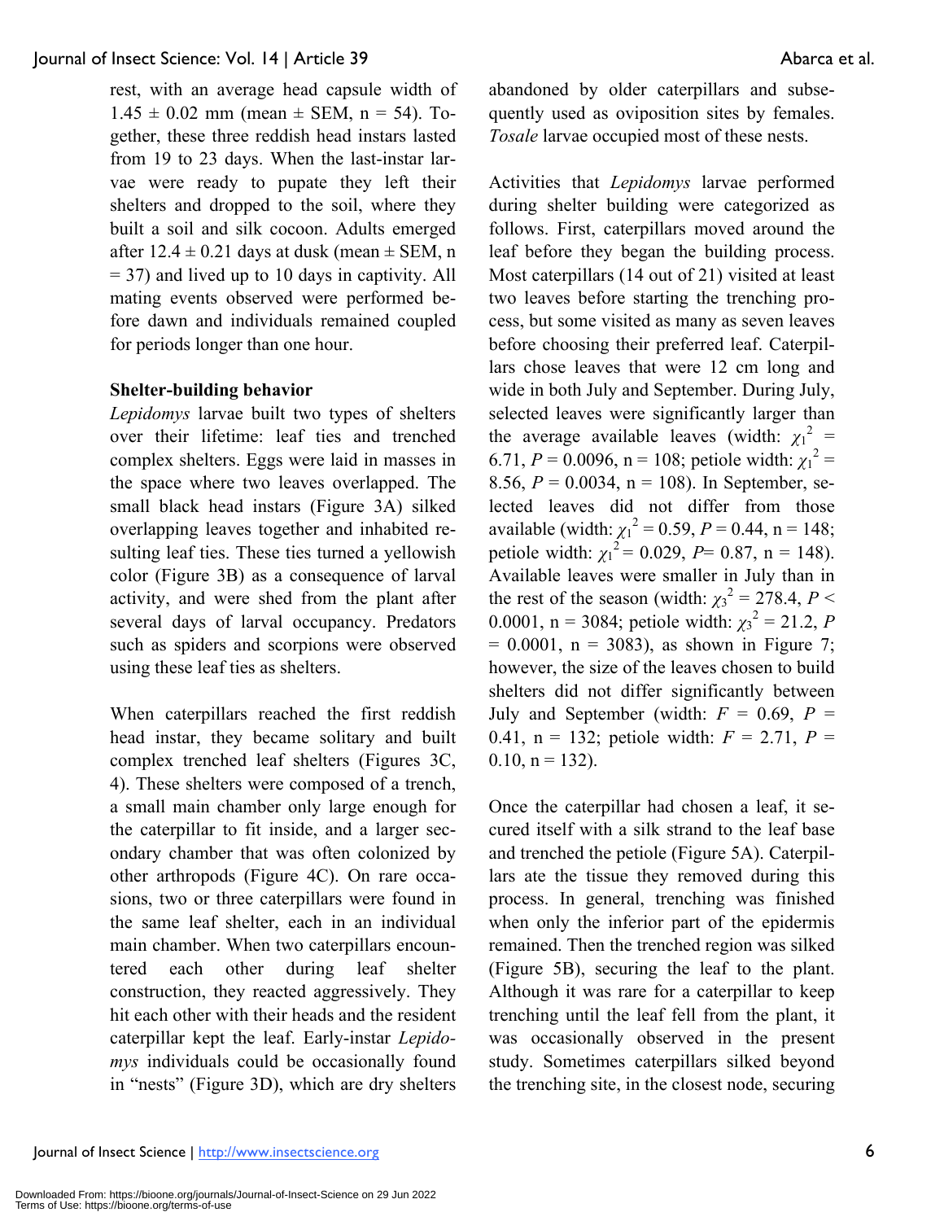rest, with an average head capsule width of $1.45 \pm 0.02$ mm (mean ± SEM, n = 54). Together, these three reddish head instars lasted from 19 to 23 days. When the last-instar larvae were ready to pupate they left their shelters and dropped to the soil, where they built a soil and silk cocoon. Adults emerged after $12.4 \pm 0.21$ days at dusk (mean ± SEM, n = 37) and lived up to 10 days in captivity. All mating events observed were performed before dawn and individuals remained coupled for periods longer than one hour.

### Shelter-building behavior

*Lepidomys* larvae built two types of shelters over their lifetime: leaf ties and trenched complex shelters. Eggs were laid in masses in the space where two leaves overlapped. The small black head instars (Figure 3A) silked overlapping leaves together and inhabited resulting leaf ties. These ties turned a yellowish color (Figure 3B) as a consequence of larval activity, and were shed from the plant after several days of larval occupancy. Predators such as spiders and scorpions were observed using these leaf ties as shelters.

When caterpillars reached the first reddish head instar, they became solitary and built complex trenched leaf shelters (Figures 3C, 4). These shelters were composed of a trench, a small main chamber only large enough for the caterpillar to fit inside, and a larger secondary chamber that was often colonized by other arthropods (Figure 4C). On rare occasions, two or three caterpillars were found in the same leaf shelter, each in an individual main chamber. When two caterpillars encountered each other during leaf shelter construction, they reacted aggressively. They hit each other with their heads and the resident caterpillar kept the leaf. Early-instar *Lepidomys* individuals could be occasionally found in "nests" (Figure 3D), which are dry shelters abandoned by older caterpillars and subsequently used as oviposition sites by females. *Tosale* larvae occupied most of these nests.

Activities that *Lepidomys* larvae performed during shelter building were categorized as follows. First, caterpillars moved around the leaf before they began the building process. Most caterpillars (14 out of 21) visited at least two leaves before starting the trenching process, but some visited as many as seven leaves before choosing their preferred leaf. Caterpillars chose leaves that were 12 cm long and wide in both July and September. During July, selected leaves were significantly larger than the average available leaves (width: $\chi_1^2 = 6.71$, $P = 0.0096$, n = 108; petiole width: $\chi_1^2 = 8.56$, $P = 0.0034$, n = 108). In September, selected leaves did not differ from those available (width: $\chi_1^2 = 0.59$, $P = 0.44$, n = 148; petiole width: $\chi_1^2 = 0.029$, $P = 0.87$, n = 148). Available leaves were smaller in July than in the rest of the season (width: $\chi_3^2 = 278.4$, $P < 0.0001$, n = 3084; petiole width: $\chi_3^2 = 21.2$, $P = 0.0001$, n = 3083), as shown in Figure 7; however, the size of the leaves chosen to build shelters did not differ significantly between July and September (width: $F = 0.69$, $P = 0.41$, n = 132; petiole width: $F = 2.71$, $P = 0.10$, n = 132).

Once the caterpillar had chosen a leaf, it secured itself with a silk strand to the leaf base and trenched the petiole (Figure 5A). Caterpillars ate the tissue they removed during this process. In general, trenching was finished when only the inferior part of the epidermis remained. Then the trenched region was silked (Figure 5B), securing the leaf to the plant. Although it was rare for a caterpillar to keep trenching until the leaf fell from the plant, it was occasionally observed in the present study. Sometimes caterpillars silked beyond the trenching site, in the closest node, securing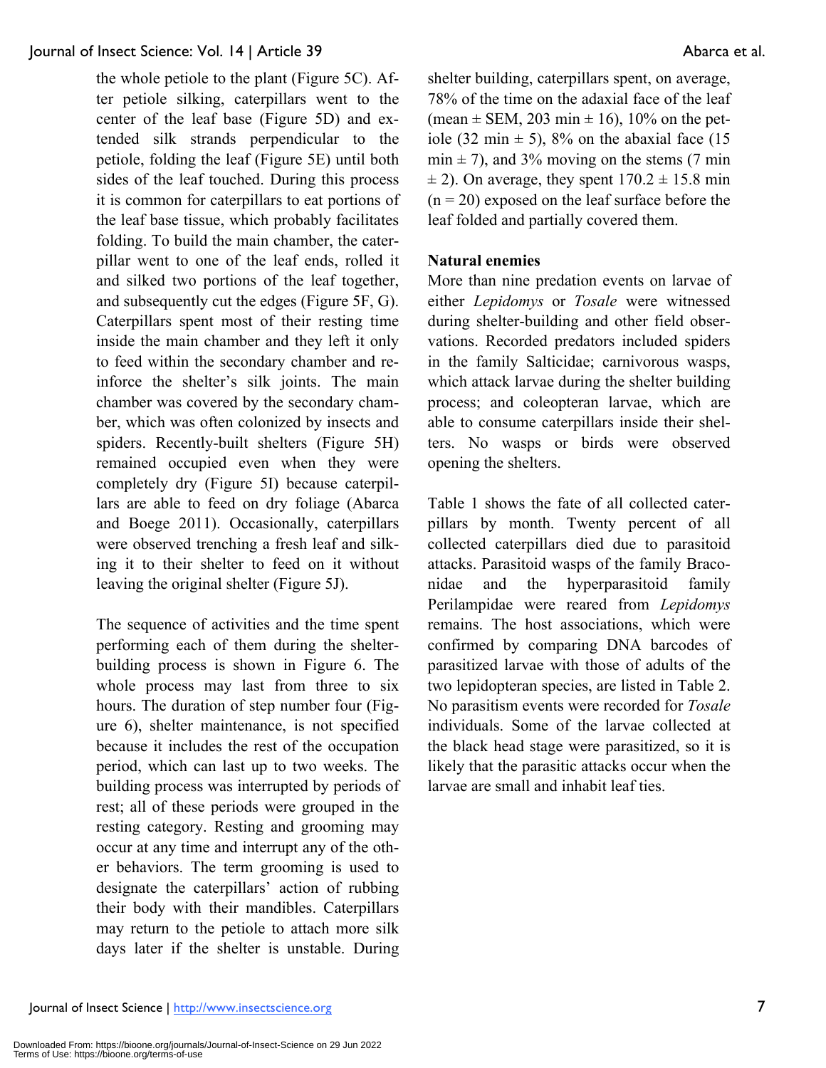the whole petiole to the plant (Figure 5C). After petiole silking, caterpillars went to the center of the leaf base (Figure 5D) and extended silk strands perpendicular to the petiole, folding the leaf (Figure 5E) until both sides of the leaf touched. During this process it is common for caterpillars to eat portions of the leaf base tissue, which probably facilitates folding. To build the main chamber, the caterpillar went to one of the leaf ends, rolled it and silked two portions of the leaf together, and subsequently cut the edges (Figure 5F, G). Caterpillars spent most of their resting time inside the main chamber and they left it only to feed within the secondary chamber and reinforce the shelter's silk joints. The main chamber was covered by the secondary chamber, which was often colonized by insects and spiders. Recently-built shelters (Figure 5H) remained occupied even when they were completely dry (Figure 5I) because caterpillars are able to feed on dry foliage (Abarca and Boege 2011). Occasionally, caterpillars were observed trenching a fresh leaf and silking it to their shelter to feed on it without leaving the original shelter (Figure 5J).

The sequence of activities and the time spent performing each of them during the shelter-building process is shown in Figure 6. The whole process may last from three to six hours. The duration of step number four (Figure 6), shelter maintenance, is not specified because it includes the rest of the occupation period, which can last up to two weeks. The building process was interrupted by periods of rest; all of these periods were grouped in the resting category. Resting and grooming may occur at any time and interrupt any of the other behaviors. The term grooming is used to designate the caterpillars' action of rubbing their body with their mandibles. Caterpillars may return to the petiole to attach more silk days later if the shelter is unstable. During shelter building, caterpillars spent, on average, 78% of the time on the adaxial face of the leaf (mean ± SEM, 203 min ± 16), 10% on the petiole (32 min ± 5), 8% on the abaxial face (15 min ± 7), and 3% moving on the stems (7 min ± 2). On average, they spent 170.2 ± 15.8 min (n = 20) exposed on the leaf surface before the leaf folded and partially covered them.

**Natural enemies**

More than nine predation events on larvae of either *Lepidomys* or *Tosale* were witnessed during shelter-building and other field observations. Recorded predators included spiders in the family Salticidae; carnivorous wasps, which attack larvae during the shelter building process; and coleopteran larvae, which are able to consume caterpillars inside their shelters. No wasps or birds were observed opening the shelters.

Table 1 shows the fate of all collected caterpillars by month. Twenty percent of all collected caterpillars died due to parasitoid attacks. Parasitoid wasps of the family Braconidae and the hyperparasitoid family Perilampidae were reared from *Lepidomys* remains. The host associations, which were confirmed by comparing DNA barcodes of parasitized larvae with those of adults of the two lepidopteran species, are listed in Table 2. No parasitism events were recorded for *Tosale* individuals. Some of the larvae collected at the black head stage were parasitized, so it is likely that the parasitic attacks occur when the larvae are small and inhabit leaf ties.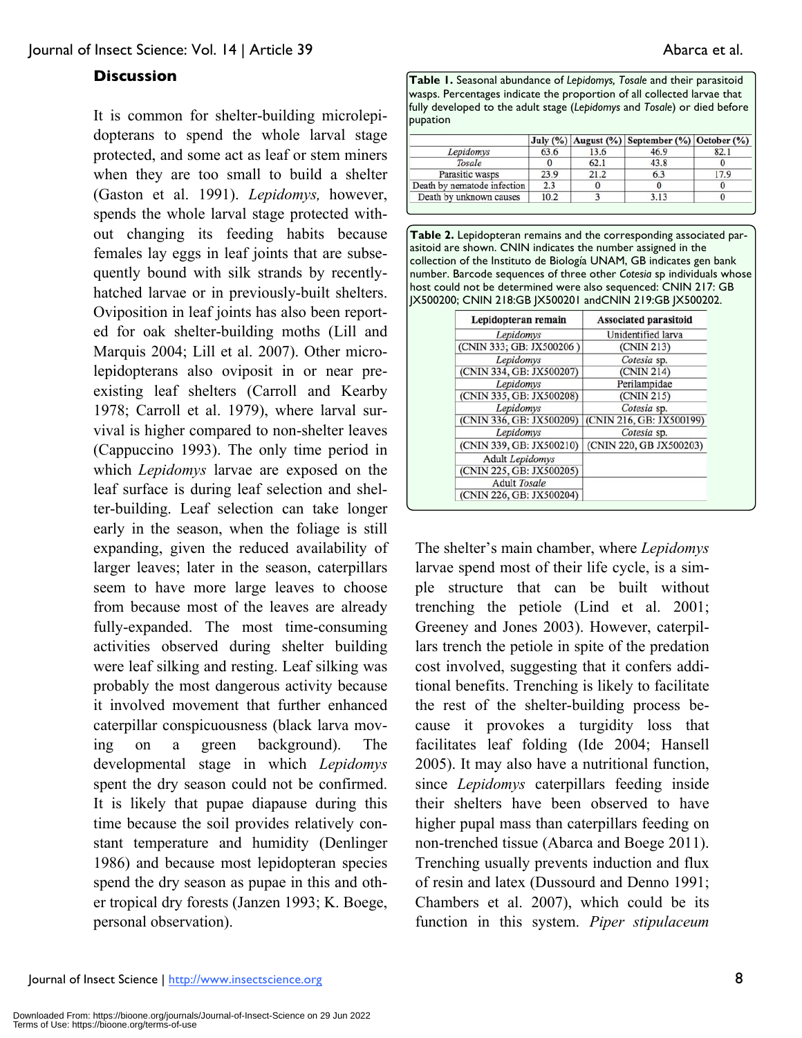## Discussion

It is common for shelter-building microlepidopterans to spend the whole larval stage protected, and some act as leaf or stem miners when they are too small to build a shelter (Gaston et al. 1991). *Lepidomys,* however, spends the whole larval stage protected without changing its feeding habits because females lay eggs in leaf joints that are subsequently bound with silk strands by recently-hatched larvae or in previously-built shelters. Oviposition in leaf joints has also been reported for oak shelter-building moths (Lill and Marquis 2004; Lill et al. 2007). Other microlepidopterans also oviposit in or near preexisting leaf shelters (Carroll and Kearby 1978; Carroll et al. 1979), where larval survival is higher compared to non-shelter leaves (Cappuccino 1993). The only time period in which *Lepidomys* larvae are exposed on the leaf surface is during leaf selection and shelter-building. Leaf selection can take longer early in the season, when the foliage is still expanding, given the reduced availability of larger leaves; later in the season, caterpillars seem to have more large leaves to choose from because most of the leaves are already fully-expanded. The most time-consuming activities observed during shelter building were leaf silking and resting. Leaf silking was probably the most dangerous activity because it involved movement that further enhanced caterpillar conspicuousness (black larva moving on a green background). The developmental stage in which *Lepidomys* spent the dry season could not be confirmed. It is likely that pupae diapause during this time because the soil provides relatively constant temperature and humidity (Denlinger 1986) and because most lepidopteran species spend the dry season as pupae in this and other tropical dry forests (Janzen 1993; K. Boege, personal observation).

**Table 1.** Seasonal abundance of *Lepidomys, Tosale* and their parasitoid wasps. Percentages indicate the proportion of all collected larvae that fully developed to the adult stage (*Lepidomys* and *Tosale*) or died before pupation

| | July (%) | August (%) | September (%) | October (%) |
|---|---|---|---|---|
| *Lepidomys* | 63.6 | 13.6 | 46.9 | 82.1 |
| *Tosale* | 0 | 62.1 | 43.8 | 0 |
| Parasitic wasps | 23.9 | 21.2 | 6.3 | 17.9 |
| Death by nematode infection | 2.3 | 0 | 0 | 0 |
| Death by unknown causes | 10.2 | 3 | 3.13 | 0 |

**Table 2.** Lepidopteran remains and the corresponding associated parasitoid are shown. CNIN indicates the number assigned in the collection of the Instituto de Biología UNAM, GB indicates gen bank number. Barcode sequences of three other *Cotesia* sp individuals whose host could not be determined were also sequenced: CNIN 217: GB JX500200; CNIN 218:GB JX500201 andCNIN 219:GB JX500202.

| Lepidopteran remain | Associated parasitoid |
|---|---|
| *Lepidomys* (CNIN 333; GB: JX500206 ) | Unidentified larva (CNIN 213) |
| *Lepidomys* (CNIN 334, GB: JX500207) | *Cotesia* sp. (CNIN 214) |
| *Lepidomys* (CNIN 335, GB: JX500208) | Perilampidae (CNIN 215) |
| *Lepidomys* (CNIN 336, GB: JX500209) | *Cotesia* sp. (CNIN 216, GB: JX500199) |
| *Lepidomys* (CNIN 339, GB: JX500210) | *Cotesia* sp. (CNIN 220, GB JX500203) |
| Adult *Lepidomys* (CNIN 225, GB: JX500205) | |
| Adult *Tosale* (CNIN 226, GB: JX500204) | |

The shelter's main chamber, where *Lepidomys* larvae spend most of their life cycle, is a simple structure that can be built without trenching the petiole (Lind et al. 2001; Greeney and Jones 2003). However, caterpillars trench the petiole in spite of the predation cost involved, suggesting that it confers additional benefits. Trenching is likely to facilitate the rest of the shelter-building process because it provokes a turgidity loss that facilitates leaf folding (Ide 2004; Hansell 2005). It may also have a nutritional function, since *Lepidomys* caterpillars feeding inside their shelters have been observed to have higher pupal mass than caterpillars feeding on non-trenched tissue (Abarca and Boege 2011). Trenching usually prevents induction and flux of resin and latex (Dussourd and Denno 1991; Chambers et al. 2007), which could be its function in this system. *Piper stipulaceum*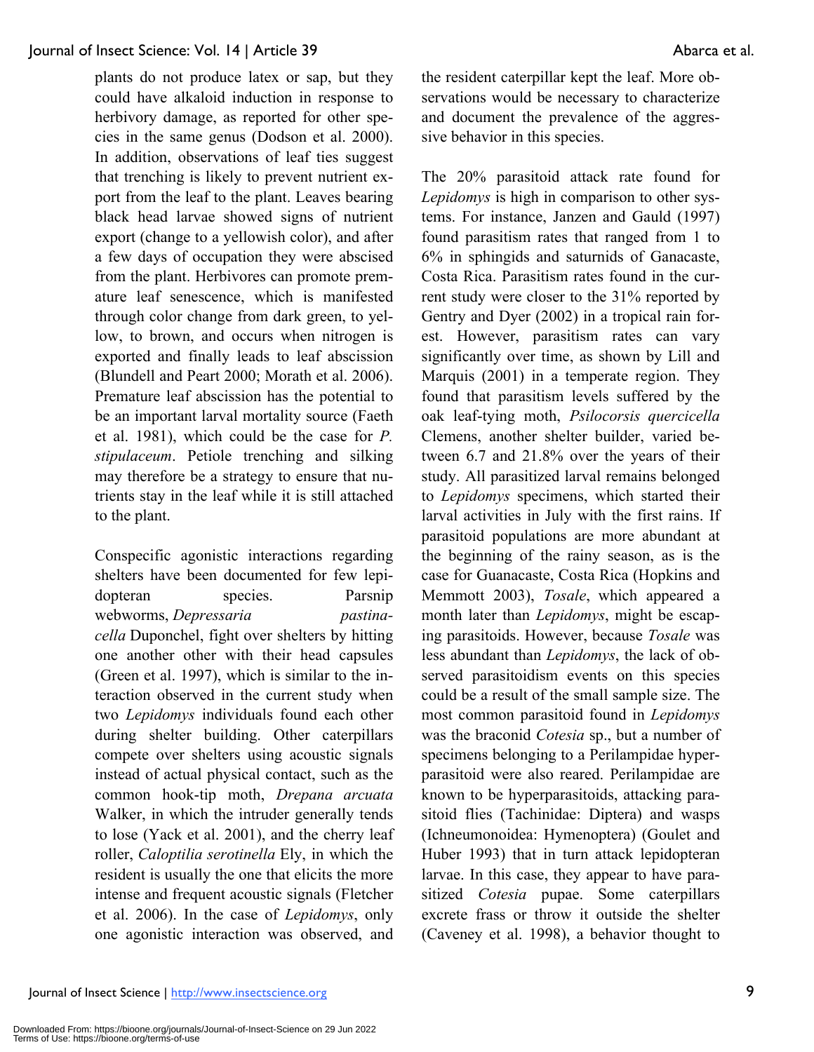plants do not produce latex or sap, but they could have alkaloid induction in response to herbivory damage, as reported for other species in the same genus (Dodson et al. 2000). In addition, observations of leaf ties suggest that trenching is likely to prevent nutrient export from the leaf to the plant. Leaves bearing black head larvae showed signs of nutrient export (change to a yellowish color), and after a few days of occupation they were abscised from the plant. Herbivores can promote premature leaf senescence, which is manifested through color change from dark green, to yellow, to brown, and occurs when nitrogen is exported and finally leads to leaf abscission (Blundell and Peart 2000; Morath et al. 2006). Premature leaf abscission has the potential to be an important larval mortality source (Faeth et al. 1981), which could be the case for *P. stipulaceum*. Petiole trenching and silking may therefore be a strategy to ensure that nutrients stay in the leaf while it is still attached to the plant.

Conspecific agonistic interactions regarding shelters have been documented for few lepidopteran species. Parsnip webworms, *Depressaria pastinacella* Duponchel, fight over shelters by hitting one another other with their head capsules (Green et al. 1997), which is similar to the interaction observed in the current study when two *Lepidomys* individuals found each other during shelter building. Other caterpillars compete over shelters using acoustic signals instead of actual physical contact, such as the common hook-tip moth, *Drepana arcuata* Walker, in which the intruder generally tends to lose (Yack et al. 2001), and the cherry leaf roller, *Caloptilia serotinella* Ely, in which the resident is usually the one that elicits the more intense and frequent acoustic signals (Fletcher et al. 2006). In the case of *Lepidomys*, only one agonistic interaction was observed, and the resident caterpillar kept the leaf. More observations would be necessary to characterize and document the prevalence of the aggressive behavior in this species.

The 20% parasitoid attack rate found for *Lepidomys* is high in comparison to other systems. For instance, Janzen and Gauld (1997) found parasitism rates that ranged from 1 to 6% in sphingids and saturnids of Ganacaste, Costa Rica. Parasitism rates found in the current study were closer to the 31% reported by Gentry and Dyer (2002) in a tropical rain forest. However, parasitism rates can vary significantly over time, as shown by Lill and Marquis (2001) in a temperate region. They found that parasitism levels suffered by the oak leaf-tying moth, *Psilocorsis quercicella* Clemens, another shelter builder, varied between 6.7 and 21.8% over the years of their study. All parasitized larval remains belonged to *Lepidomys* specimens, which started their larval activities in July with the first rains. If parasitoid populations are more abundant at the beginning of the rainy season, as is the case for Guanacaste, Costa Rica (Hopkins and Memmott 2003), *Tosale*, which appeared a month later than *Lepidomys*, might be escaping parasitoids. However, because *Tosale* was less abundant than *Lepidomys*, the lack of observed parasitoidism events on this species could be a result of the small sample size. The most common parasitoid found in *Lepidomys* was the braconid *Cotesia* sp., but a number of specimens belonging to a Perilampidae hyperparasitoid were also reared. Perilampidae are known to be hyperparasitoids, attacking parasitoid flies (Tachinidae: Diptera) and wasps (Ichneumonoidea: Hymenoptera) (Goulet and Huber 1993) that in turn attack lepidopteran larvae. In this case, they appear to have parasitized *Cotesia* pupae. Some caterpillars excrete frass or throw it outside the shelter (Caveney et al. 1998), a behavior thought to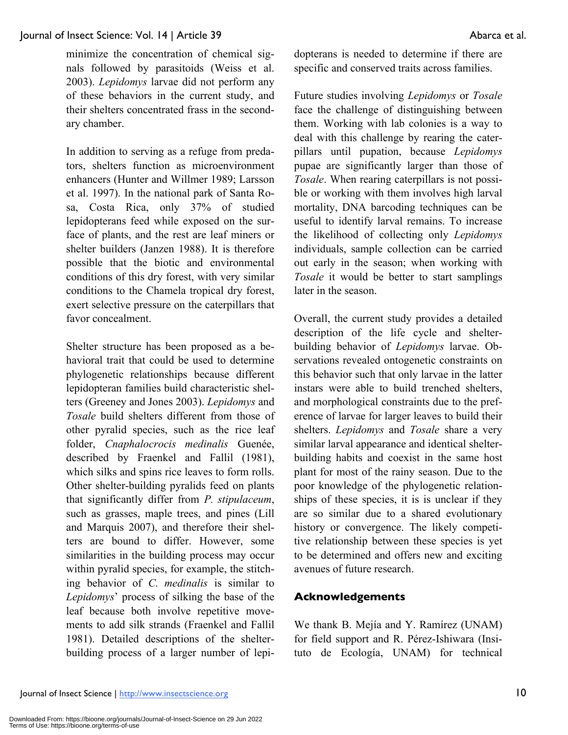minimize the concentration of chemical signals followed by parasitoids (Weiss et al. 2003). *Lepidomys* larvae did not perform any of these behaviors in the current study, and their shelters concentrated frass in the secondary chamber.

In addition to serving as a refuge from predators, shelters function as microenvironment enhancers (Hunter and Willmer 1989; Larsson et al. 1997). In the national park of Santa Rosa, Costa Rica, only 37% of studied lepidopterans feed while exposed on the surface of plants, and the rest are leaf miners or shelter builders (Janzen 1988). It is therefore possible that the biotic and environmental conditions of this dry forest, with very similar conditions to the Chamela tropical dry forest, exert selective pressure on the caterpillars that favor concealment.

Shelter structure has been proposed as a behavioral trait that could be used to determine phylogenetic relationships because different lepidopteran families build characteristic shelters (Greeney and Jones 2003). *Lepidomys* and *Tosale* build shelters different from those of other pyralid species, such as the rice leaf folder, *Cnaphalocrocis medinalis* Guenée, described by Fraenkel and Fallil (1981), which silks and spins rice leaves to form rolls. Other shelter-building pyralids feed on plants that significantly differ from *P. stipulaceum*, such as grasses, maple trees, and pines (Lill and Marquis 2007), and therefore their shelters are bound to differ. However, some similarities in the building process may occur within pyralid species, for example, the stitching behavior of *C. medinalis* is similar to *Lepidomys*' process of silking the base of the leaf because both involve repetitive movements to add silk strands (Fraenkel and Fallil 1981). Detailed descriptions of the shelter-building process of a larger number of lepidopterans is needed to determine if there are specific and conserved traits across families.

Future studies involving *Lepidomys* or *Tosale* face the challenge of distinguishing between them. Working with lab colonies is a way to deal with this challenge by rearing the caterpillars until pupation, because *Lepidomys* pupae are significantly larger than those of *Tosale*. When rearing caterpillars is not possible or working with them involves high larval mortality, DNA barcoding techniques can be useful to identify larval remains. To increase the likelihood of collecting only *Lepidomys* individuals, sample collection can be carried out early in the season; when working with *Tosale* it would be better to start samplings later in the season.

Overall, the current study provides a detailed description of the life cycle and shelter-building behavior of *Lepidomys* larvae. Observations revealed ontogenetic constraints on this behavior such that only larvae in the latter instars were able to build trenched shelters, and morphological constraints due to the preference of larvae for larger leaves to build their shelters. *Lepidomys* and *Tosale* share a very similar larval appearance and identical shelter-building habits and coexist in the same host plant for most of the rainy season. Due to the poor knowledge of the phylogenetic relationships of these species, it is is unclear if they are so similar due to a shared evolutionary history or convergence. The likely competitive relationship between these species is yet to be determined and offers new and exciting avenues of future research.

## Acknowledgements

We thank B. Mejía and Y. Ramírez (UNAM) for field support and R. Pérez-Ishiwara (Insituto de Ecología, UNAM) for technical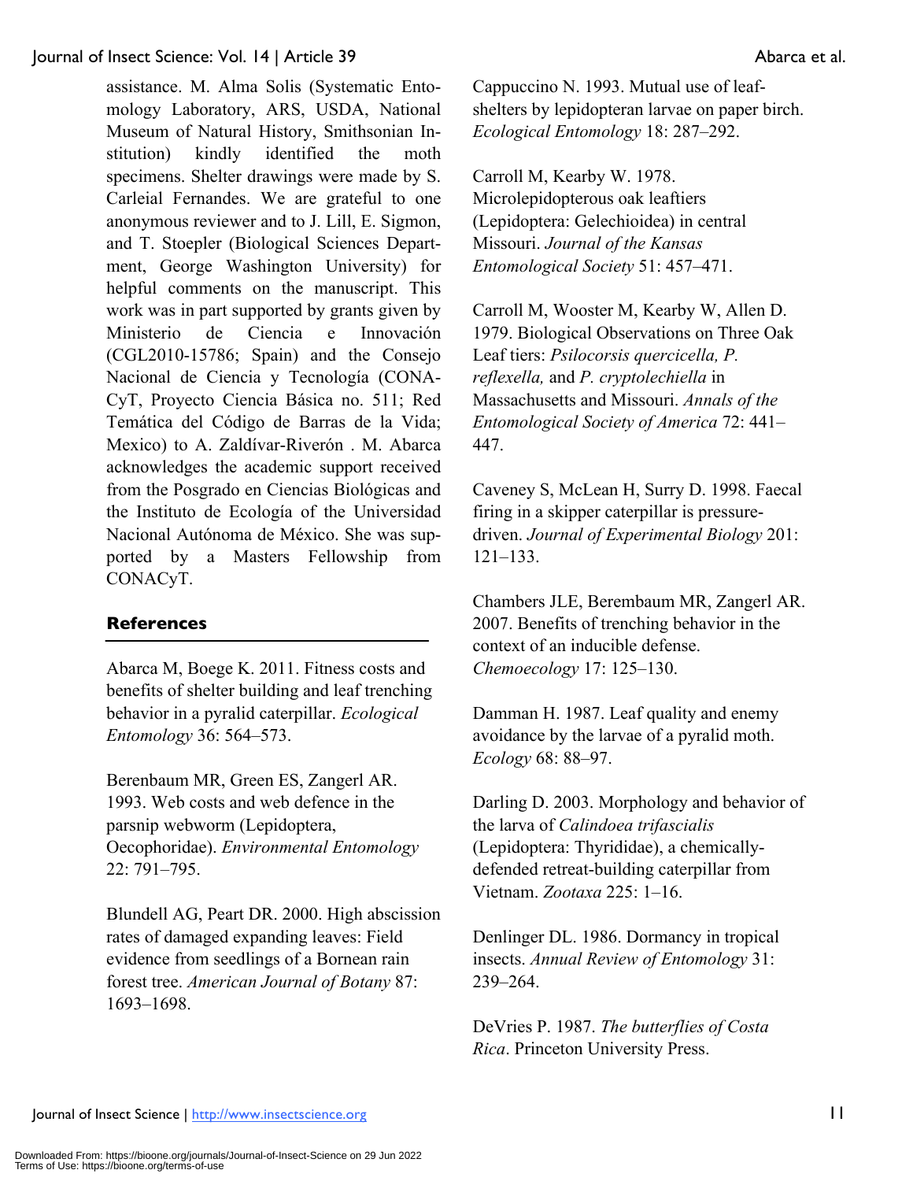assistance. M. Alma Solis (Systematic Entomology Laboratory, ARS, USDA, National Museum of Natural History, Smithsonian Institution) kindly identified the moth specimens. Shelter drawings were made by S. Carleial Fernandes. We are grateful to one anonymous reviewer and to J. Lill, E. Sigmon, and T. Stoepler (Biological Sciences Department, George Washington University) for helpful comments on the manuscript. This work was in part supported by grants given by Ministerio de Ciencia e Innovación (CGL2010-15786; Spain) and the Consejo Nacional de Ciencia y Tecnología (CONACyT, Proyecto Ciencia Básica no. 511; Red Temática del Código de Barras de la Vida; Mexico) to A. Zaldívar-Riverón . M. Abarca acknowledges the academic support received from the Posgrado en Ciencias Biológicas and the Instituto de Ecología of the Universidad Nacional Autónoma de México. She was supported by a Masters Fellowship from CONACyT.

## References

Abarca M, Boege K. 2011. Fitness costs and benefits of shelter building and leaf trenching behavior in a pyralid caterpillar. *Ecological Entomology* 36: 564–573.

Berenbaum MR, Green ES, Zangerl AR. 1993. Web costs and web defence in the parsnip webworm (Lepidoptera, Oecophoridae). *Environmental Entomology* 22: 791–795.

Blundell AG, Peart DR. 2000. High abscission rates of damaged expanding leaves: Field evidence from seedlings of a Bornean rain forest tree. *American Journal of Botany* 87: 1693–1698.

Cappuccino N. 1993. Mutual use of leaf-shelters by lepidopteran larvae on paper birch. *Ecological Entomology* 18: 287–292.

Carroll M, Kearby W. 1978. Microlepidopterous oak leaftiers (Lepidoptera: Gelechioidea) in central Missouri. *Journal of the Kansas Entomological Society* 51: 457–471.

Carroll M, Wooster M, Kearby W, Allen D. 1979. Biological Observations on Three Oak Leaf tiers: *Psilocorsis quercicella, P. reflexella,* and *P. cryptolechiella* in Massachusetts and Missouri. *Annals of the Entomological Society of America* 72: 441–447.

Caveney S, McLean H, Surry D. 1998. Faecal firing in a skipper caterpillar is pressure-driven. *Journal of Experimental Biology* 201: 121–133.

Chambers JLE, Berembaum MR, Zangerl AR. 2007. Benefits of trenching behavior in the context of an inducible defense. *Chemoecology* 17: 125–130.

Damman H. 1987. Leaf quality and enemy avoidance by the larvae of a pyralid moth. *Ecology* 68: 88–97.

Darling D. 2003. Morphology and behavior of the larva of *Calindoea trifascialis* (Lepidoptera: Thyrididae), a chemically-defended retreat-building caterpillar from Vietnam. *Zootaxa* 225: 1–16.

Denlinger DL. 1986. Dormancy in tropical insects. *Annual Review of Entomology* 31: 239–264.

DeVries P. 1987. *The butterflies of Costa Rica*. Princeton University Press.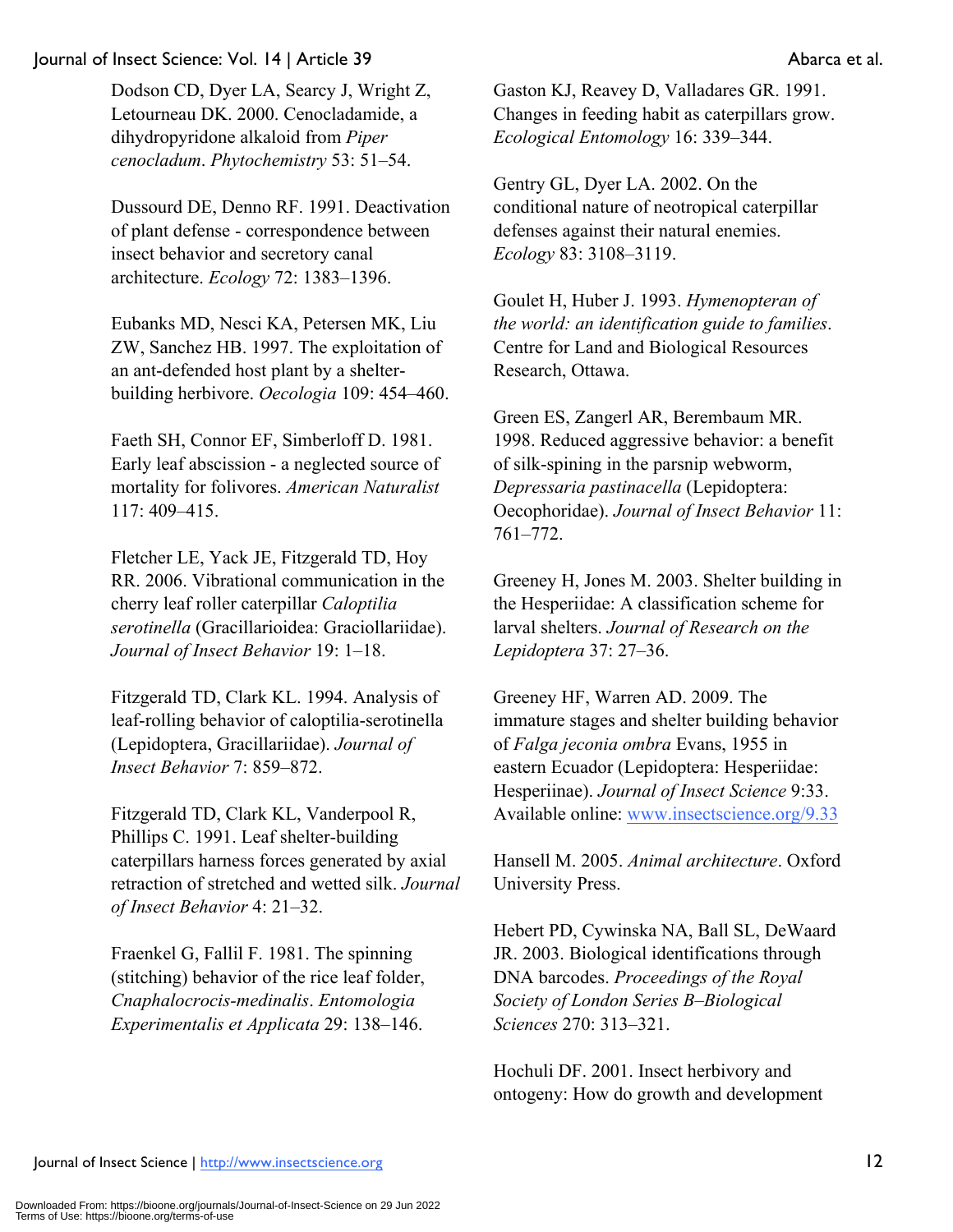Dodson CD, Dyer LA, Searcy J, Wright Z, Letourneau DK. 2000. Cenocladamide, a dihydropyridone alkaloid from *Piper cenocladum*. *Phytochemistry* 53: 51–54.

Dussourd DE, Denno RF. 1991. Deactivation of plant defense - correspondence between insect behavior and secretory canal architecture. *Ecology* 72: 1383–1396.

Eubanks MD, Nesci KA, Petersen MK, Liu ZW, Sanchez HB. 1997. The exploitation of an ant-defended host plant by a shelter-building herbivore. *Oecologia* 109: 454–460.

Faeth SH, Connor EF, Simberloff D. 1981. Early leaf abscission - a neglected source of mortality for folivores. *American Naturalist* 117: 409–415.

Fletcher LE, Yack JE, Fitzgerald TD, Hoy RR. 2006. Vibrational communication in the cherry leaf roller caterpillar *Caloptilia serotinella* (Gracillarioidea: Graciollariidae). *Journal of Insect Behavior* 19: 1–18.

Fitzgerald TD, Clark KL. 1994. Analysis of leaf-rolling behavior of caloptilia-serotinella (Lepidoptera, Gracillariidae). *Journal of Insect Behavior* 7: 859–872.

Fitzgerald TD, Clark KL, Vanderpool R, Phillips C. 1991. Leaf shelter-building caterpillars harness forces generated by axial retraction of stretched and wetted silk. *Journal of Insect Behavior* 4: 21–32.

Fraenkel G, Fallil F. 1981. The spinning (stitching) behavior of the rice leaf folder, *Cnaphalocrocis-medinalis*. *Entomologia Experimentalis et Applicata* 29: 138–146.

Gaston KJ, Reavey D, Valladares GR. 1991. Changes in feeding habit as caterpillars grow. *Ecological Entomology* 16: 339–344.

Gentry GL, Dyer LA. 2002. On the conditional nature of neotropical caterpillar defenses against their natural enemies. *Ecology* 83: 3108–3119.

Goulet H, Huber J. 1993. *Hymenopteran of the world: an identification guide to families*. Centre for Land and Biological Resources Research, Ottawa.

Green ES, Zangerl AR, Berembaum MR. 1998. Reduced aggressive behavior: a benefit of silk-spining in the parsnip webworm, *Depressaria pastinacella* (Lepidoptera: Oecophoridae). *Journal of Insect Behavior* 11: 761–772.

Greeney H, Jones M. 2003. Shelter building in the Hesperiidae: A classification scheme for larval shelters. *Journal of Research on the Lepidoptera* 37: 27–36.

Greeney HF, Warren AD. 2009. The immature stages and shelter building behavior of *Falga jeconia ombra* Evans, 1955 in eastern Ecuador (Lepidoptera: Hesperiidae: Hesperiinae). *Journal of Insect Science* 9:33. Available online: www.insectscience.org/9.33

Hansell M. 2005. *Animal architecture*. Oxford University Press.

Hebert PD, Cywinska NA, Ball SL, DeWaard JR. 2003. Biological identifications through DNA barcodes. *Proceedings of the Royal Society of London Series B–Biological Sciences* 270: 313–321.

Hochuli DF. 2001. Insect herbivory and ontogeny: How do growth and development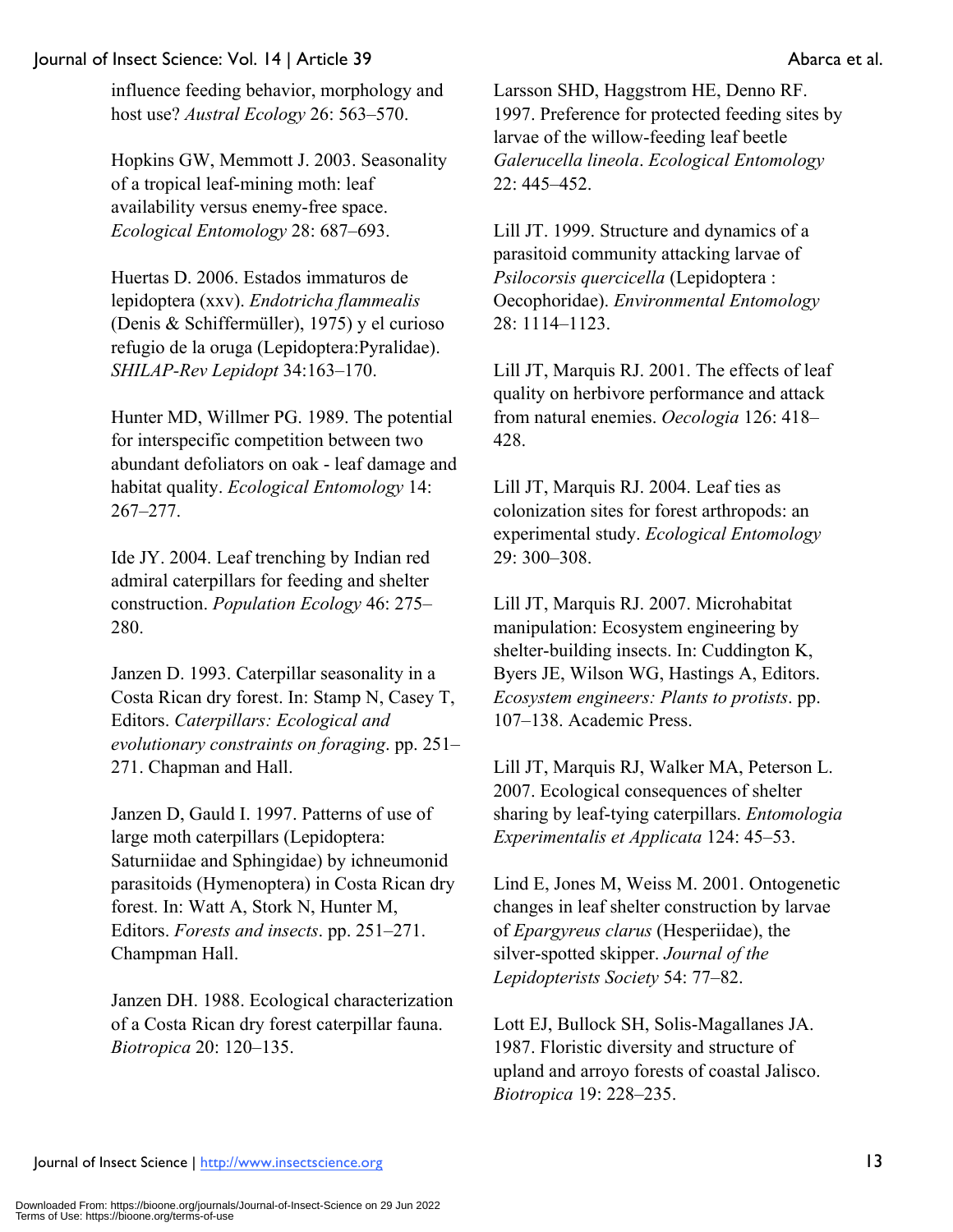influence feeding behavior, morphology and host use? *Austral Ecology* 26: 563–570.

Hopkins GW, Memmott J. 2003. Seasonality of a tropical leaf-mining moth: leaf availability versus enemy-free space. *Ecological Entomology* 28: 687–693.

Huertas D. 2006. Estados immaturos de lepidoptera (xxv). *Endotricha flammealis* (Denis & Schiffermüller), 1975) y el curioso refugio de la oruga (Lepidoptera:Pyralidae). *SHILAP-Rev Lepidopt* 34:163–170.

Hunter MD, Willmer PG. 1989. The potential for interspecific competition between two abundant defoliators on oak - leaf damage and habitat quality. *Ecological Entomology* 14: 267–277.

Ide JY. 2004. Leaf trenching by Indian red admiral caterpillars for feeding and shelter construction. *Population Ecology* 46: 275–280.

Janzen D. 1993. Caterpillar seasonality in a Costa Rican dry forest. In: Stamp N, Casey T, Editors. *Caterpillars: Ecological and evolutionary constraints on foraging*. pp. 251–271. Chapman and Hall.

Janzen D, Gauld I. 1997. Patterns of use of large moth caterpillars (Lepidoptera: Saturniidae and Sphingidae) by ichneumonid parasitoids (Hymenoptera) in Costa Rican dry forest. In: Watt A, Stork N, Hunter M, Editors. *Forests and insects*. pp. 251–271. Champman Hall.

Janzen DH. 1988. Ecological characterization of a Costa Rican dry forest caterpillar fauna. *Biotropica* 20: 120–135.

Larsson SHD, Haggstrom HE, Denno RF. 1997. Preference for protected feeding sites by larvae of the willow-feeding leaf beetle *Galerucella lineola*. *Ecological Entomology* 22: 445–452.

Lill JT. 1999. Structure and dynamics of a parasitoid community attacking larvae of *Psilocorsis quercicella* (Lepidoptera : Oecophoridae). *Environmental Entomology* 28: 1114–1123.

Lill JT, Marquis RJ. 2001. The effects of leaf quality on herbivore performance and attack from natural enemies. *Oecologia* 126: 418–428.

Lill JT, Marquis RJ. 2004. Leaf ties as colonization sites for forest arthropods: an experimental study. *Ecological Entomology* 29: 300–308.

Lill JT, Marquis RJ. 2007. Microhabitat manipulation: Ecosystem engineering by shelter-building insects. In: Cuddington K, Byers JE, Wilson WG, Hastings A, Editors. *Ecosystem engineers: Plants to protists*. pp. 107–138. Academic Press.

Lill JT, Marquis RJ, Walker MA, Peterson L. 2007. Ecological consequences of shelter sharing by leaf-tying caterpillars. *Entomologia Experimentalis et Applicata* 124: 45–53.

Lind E, Jones M, Weiss M. 2001. Ontogenetic changes in leaf shelter construction by larvae of *Epargyreus clarus* (Hesperiidae), the silver-spotted skipper. *Journal of the Lepidopterists Society* 54: 77–82.

Lott EJ, Bullock SH, Solis-Magallanes JA. 1987. Floristic diversity and structure of upland and arroyo forests of coastal Jalisco. *Biotropica* 19: 228–235.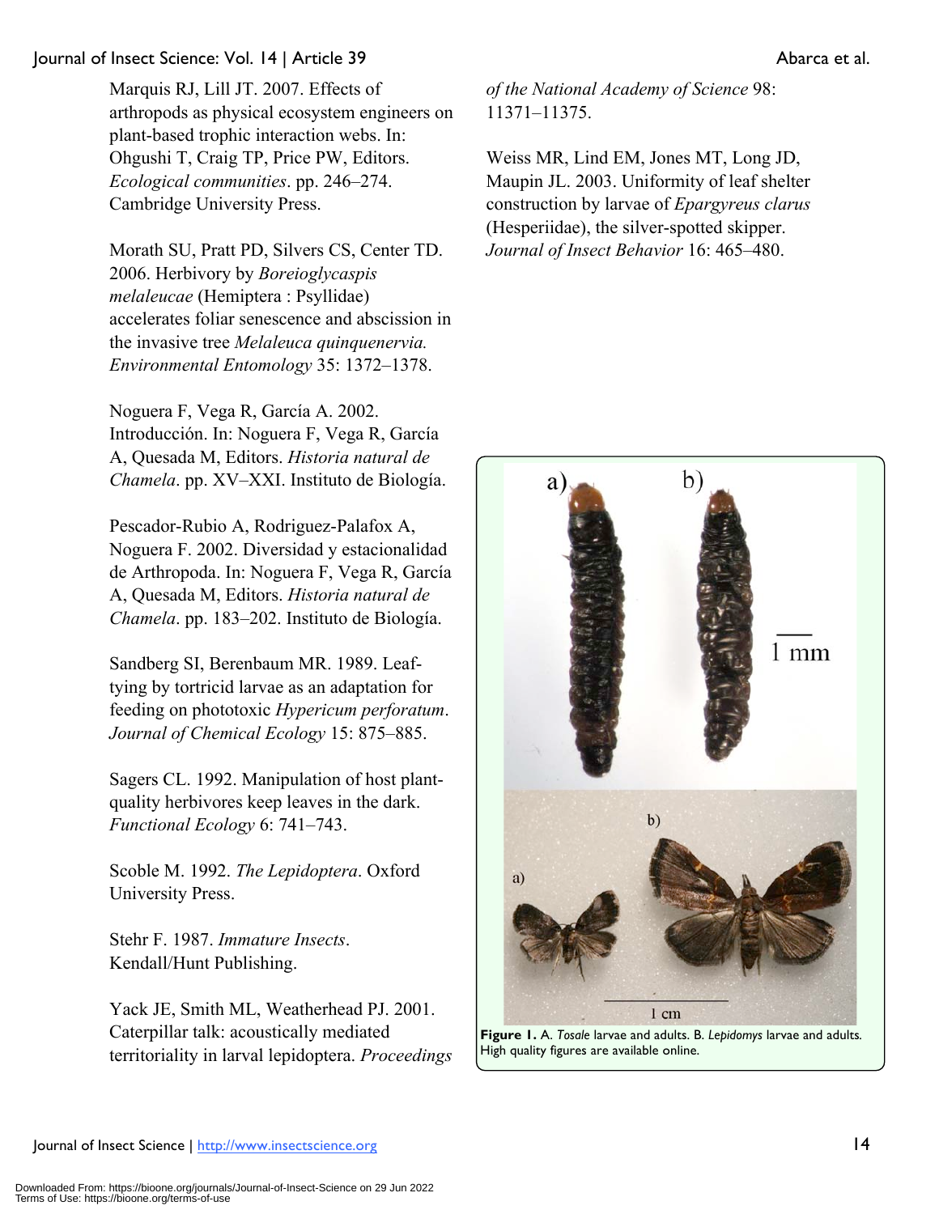Marquis RJ, Lill JT. 2007. Effects of arthropods as physical ecosystem engineers on plant-based trophic interaction webs. In: Ohgushi T, Craig TP, Price PW, Editors. *Ecological communities*. pp. 246–274. Cambridge University Press.

Morath SU, Pratt PD, Silvers CS, Center TD. 2006. Herbivory by *Boreioglycaspis melaleucae* (Hemiptera : Psyllidae) accelerates foliar senescence and abscission in the invasive tree *Melaleuca quinquenervia. Environmental Entomology* 35: 1372–1378.

Noguera F, Vega R, García A. 2002. Introducción. In: Noguera F, Vega R, García A, Quesada M, Editors. *Historia natural de Chamela*. pp. XV–XXI. Instituto de Biología.

Pescador-Rubio A, Rodriguez-Palafox A, Noguera F. 2002. Diversidad y estacionalidad de Arthropoda. In: Noguera F, Vega R, García A, Quesada M, Editors. *Historia natural de Chamela*. pp. 183–202. Instituto de Biología.

Sandberg SI, Berenbaum MR. 1989. Leaf-tying by tortricid larvae as an adaptation for feeding on phototoxic *Hypericum perforatum*. *Journal of Chemical Ecology* 15: 875–885.

Sagers CL. 1992. Manipulation of host plant-quality herbivores keep leaves in the dark. *Functional Ecology* 6: 741–743.

Scoble M. 1992. *The Lepidoptera*. Oxford University Press.

Stehr F. 1987. *Immature Insects*. Kendall/Hunt Publishing.

Yack JE, Smith ML, Weatherhead PJ. 2001. Caterpillar talk: acoustically mediated territoriality in larval lepidoptera. *Proceedings of the National Academy of Science* 98: 11371–11375.

Weiss MR, Lind EM, Jones MT, Long JD, Maupin JL. 2003. Uniformity of leaf shelter construction by larvae of *Epargyreus clarus* (Hesperiidae), the silver-spotted skipper. *Journal of Insect Behavior* 16: 465–480.

**Figure 1.** A. *Tosale* larvae and adults. B. *Lepidomys* larvae and adults. High quality figures are available online.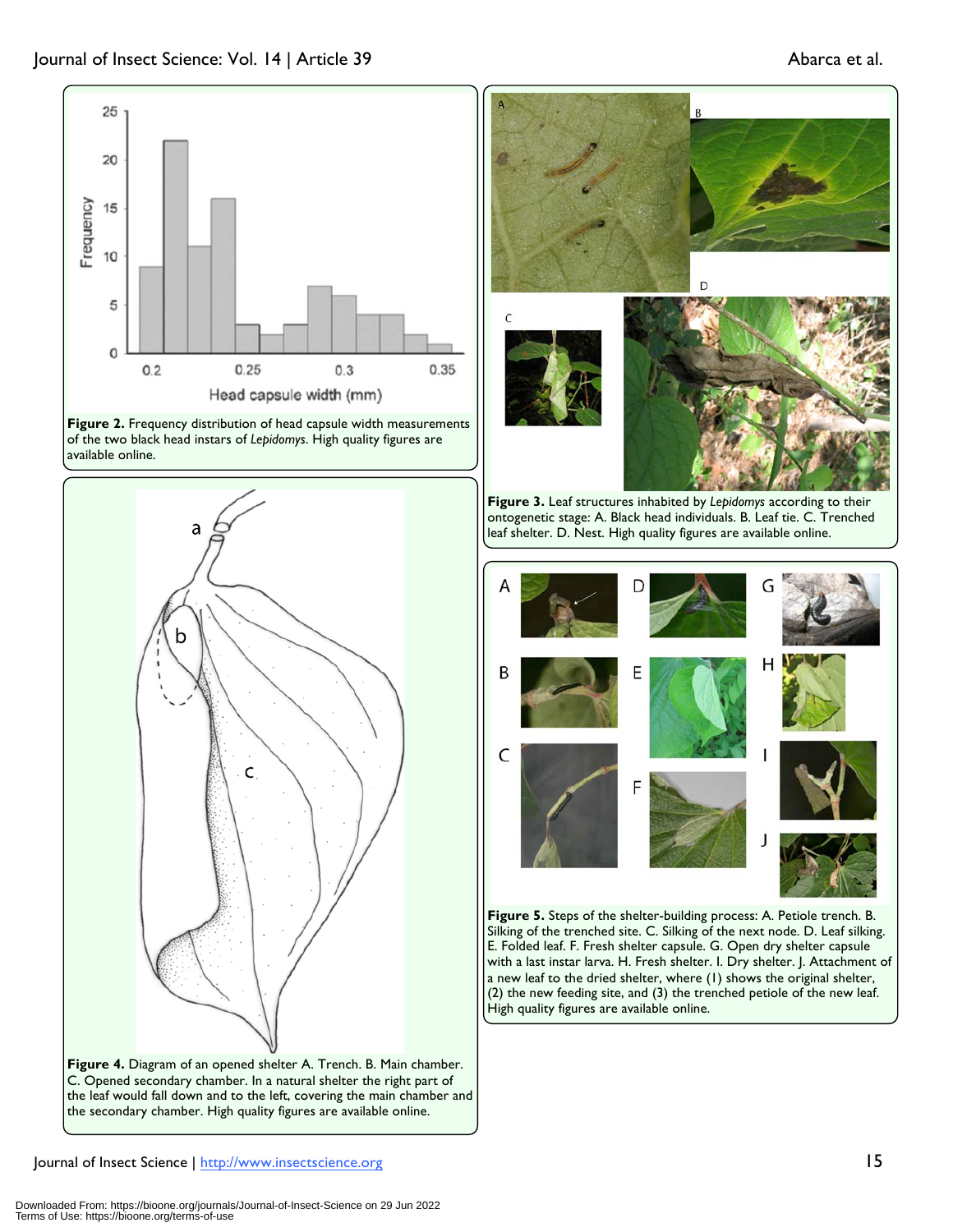**Figure 2.** Frequency distribution of head capsule width measurements of the two black head instars of *Lepidomys*. High quality figures are available online.

**Figure 3.** Leaf structures inhabited by *Lepidomys* according to their ontogenetic stage: A. Black head individuals. B. Leaf tie. C. Trenched leaf shelter. D. Nest. High quality figures are available online.

**Figure 4.** Diagram of an opened shelter A. Trench. B. Main chamber. C. Opened secondary chamber. In a natural shelter the right part of the leaf would fall down and to the left, covering the main chamber and the secondary chamber. High quality figures are available online.

**Figure 5.** Steps of the shelter-building process: A. Petiole trench. B. Silking of the trenched site. C. Silking of the next node. D. Leaf silking. E. Folded leaf. F. Fresh shelter capsule. G. Open dry shelter capsule with a last instar larva. H. Fresh shelter. I. Dry shelter. J. Attachment of a new leaf to the dried shelter, where (1) shows the original shelter, (2) the new feeding site, and (3) the trenched petiole of the new leaf. High quality figures are available online.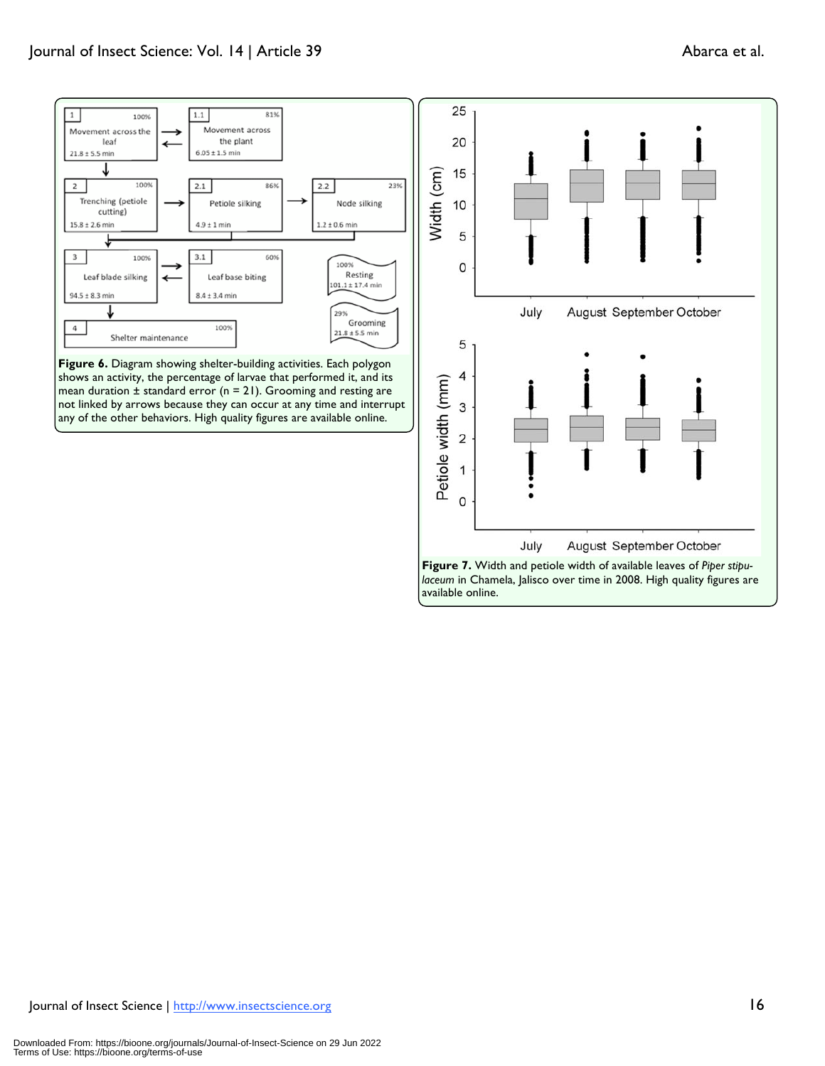1 100%
Movement across the leaf
21.8 ± 5.5 min

1.1 81%
Movement across the plant
6.05 ± 1.5 min

2 100%
Trenching (petiole cutting)
15.8 ± 2.6 min

2.1 86%
Petiole silking
4.9 ± 1 min

2.2 23%
Node silking
1.2 ± 0.6 min

3 100%
Leaf blade silking
94.5 ± 8.3 min

3.1 60%
Leaf base biting
8.4 ± 3.4 min

100%
Resting
101.1 ± 17.4 min

29%
Grooming
21.8 ± 5.5 min

4 100%
Shelter maintenance

**Figure 6.** Diagram showing shelter-building activities. Each polygon shows an activity, the percentage of larvae that performed it, and its mean duration ± standard error (n = 21). Grooming and resting are not linked by arrows because they can occur at any time and interrupt any of the other behaviors. High quality figures are available online.

Width (cm)
0 5 10 15 20 25
July August September October

Petiole width (mm)
0 1 2 3 4 5
July August September October

**Figure 7.** Width and petiole width of available leaves of *Piper stipulaceum* in Chamela, Jalisco over time in 2008. High quality figures are available online.